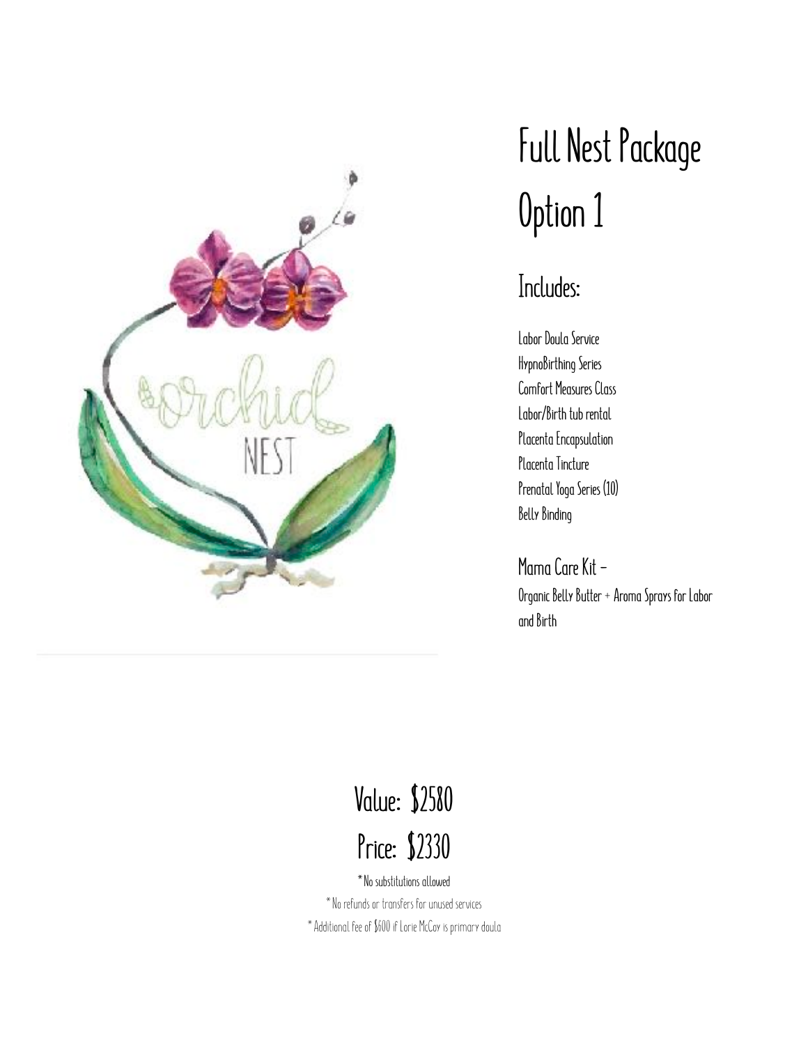# Full Nest Package

# Option 1

## Includes:

Labor Doula Service
HypnoBirthing Series
Comfort Measures Class
Labor/Birth tub rental
Placenta Encapsulation
Placenta Tincture
Prenatal Yoga Series (10)
Belly Binding

### Mama Care Kit –

Organic Belly Butter + Aroma Sprays for Labor and Birth

## Value: $2580

## Price: $2330

*No substitutions allowed

*No refunds or transfers for unused services

*Additional fee of $600 if Lorie McCoy is primary doula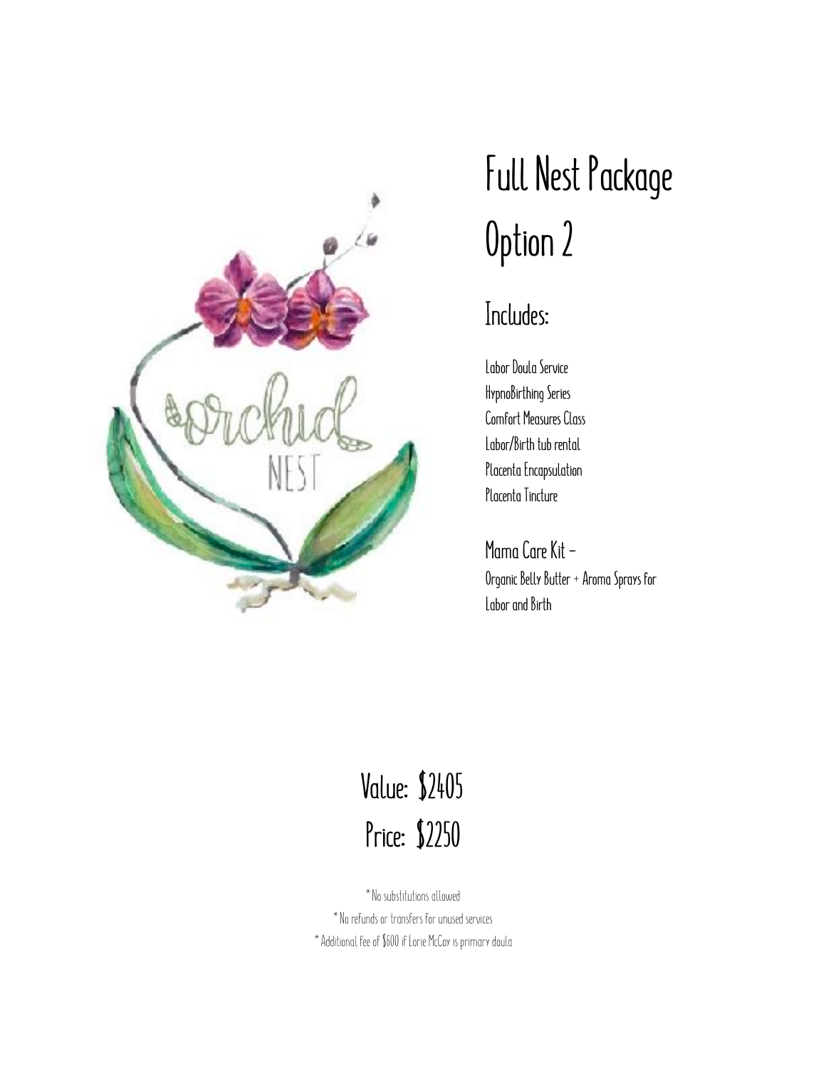# Full Nest Package Option 2

## Includes:

Labor Doula Service
HypnoBirthing Series
Comfort Measures Class
Labor/Birth tub rental
Placenta Encapsulation
Placenta Tincture

### Mama Care Kit –
Organic Belly Butter + Aroma Sprays for Labor and Birth

## Value: $2405
## Price: $2250

*No substitutions allowed
*No refunds or transfers for unused services
*Additional fee of $600 if Lorie McCoy is primary doula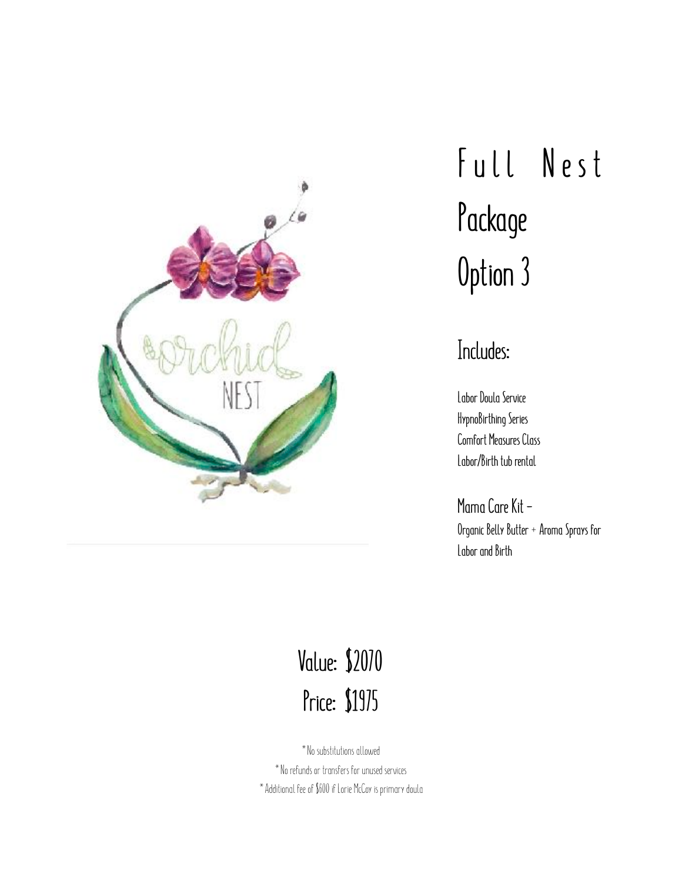# Full Nest

## Package

## Option 3

### Includes:

Labor Doula Service
HypnoBirthing Series
Comfort Measures Class
Labor/Birth tub rental

Mama Care Kit –
Organic Belly Butter + Aroma Sprays for Labor and Birth

## Value: $2070
## Price: $1975

*No substitutions allowed
*No refunds or transfers for unused services
*Additional fee of $600 if Lorie McCoy is primary doula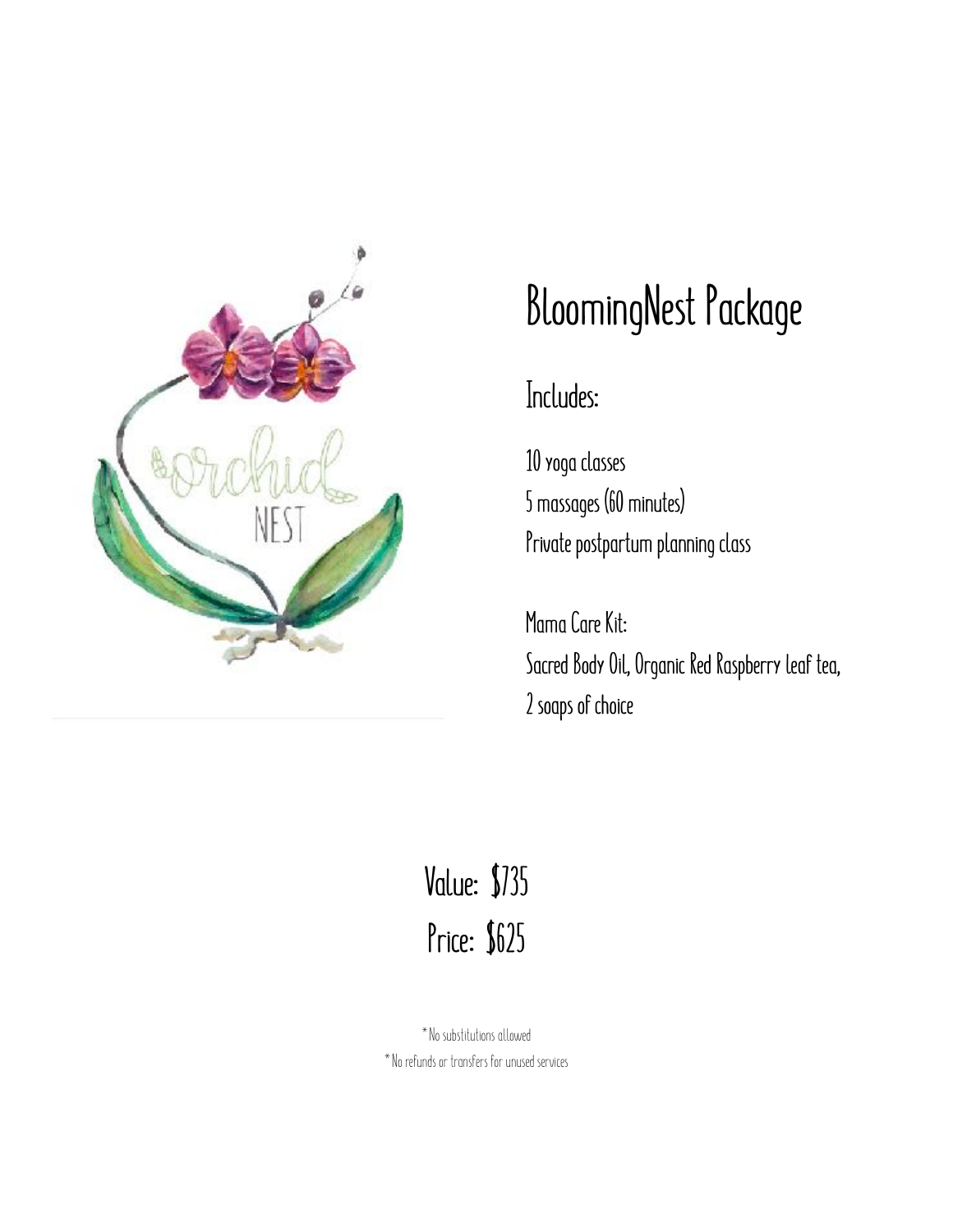# BloomingNest Package

Includes:

10 yoga classes
5 massages (60 minutes)
Private postpartum planning class

Mama Care Kit:
Sacred Body Oil, Organic Red Raspberry leaf tea,
2 soaps of choice

## Value: $735
## Price: $625

*No substitutions allowed
*No refunds or transfers for unused services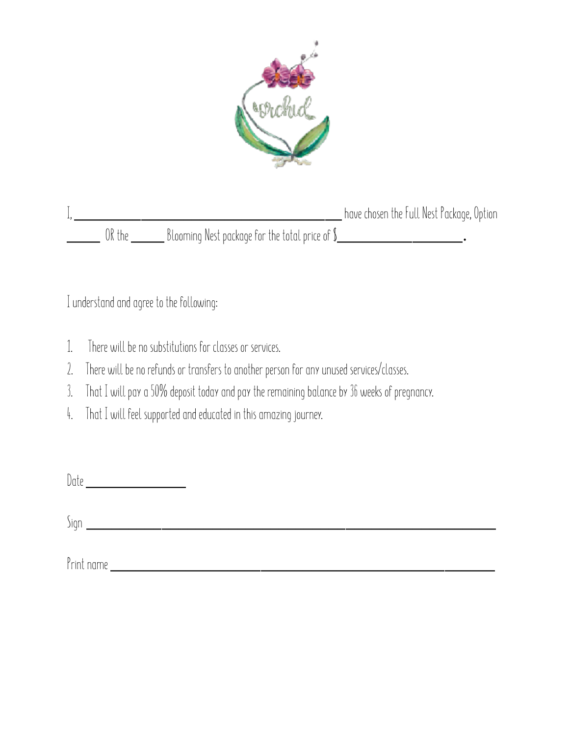I, ______________________________________ have chosen the Full Nest Package, Option ______ OR the ______ Blooming Nest package for the total price of $____________________.

I understand and agree to the following:

1. There will be no substitutions for classes or services.
2. There will be no refunds or transfers to another person for any unused services/classes.
3. That I will pay a 50% deposit today and pay the remaining balance by 36 weeks of pregnancy.
4. That I will feel supported and educated in this amazing journey.

Date ________________

Sign ______________________________________________________________

Print name __________________________________________________________